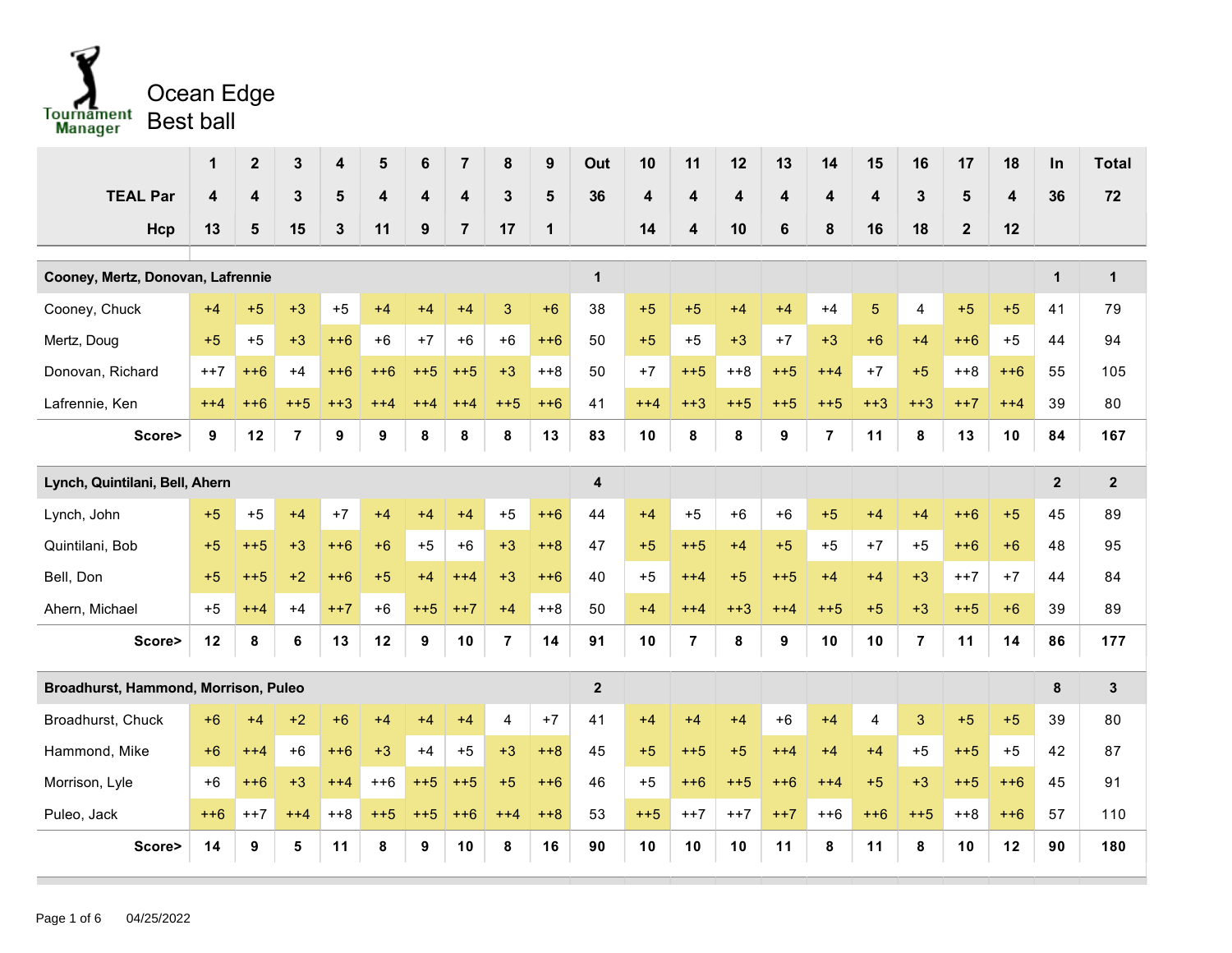# Ocean Edge

## Best ball

| | 1 | 2 | 3 | 4 | 5 | 6 | 7 | 8 | 9 | Out | 10 | 11 | 12 | 13 | 14 | 15 | 16 | 17 | 18 | In | Total |
|---|---|---|---|---|---|---|---|---|---|---|---|---|---|---|---|---|---|---|---|---|---|
| **TEAL Par** | 4 | 4 | 3 | 5 | 4 | 4 | 4 | 3 | 5 | 36 | 4 | 4 | 4 | 4 | 4 | 4 | 3 | 5 | 4 | 36 | 72 |
| **Hcp** | 13 | 5 | 15 | 3 | 11 | 9 | 7 | 17 | 1 | | 14 | 4 | 10 | 6 | 8 | 16 | 18 | 2 | 12 | | |
| **Cooney, Mertz, Donovan, Lafrennie** | | | | | | | | | | 1 | | | | | | | | | | 1 | 1 |
| Cooney, Chuck | +4 | +5 | +3 | +5 | +4 | +4 | +4 | 3 | +6 | 38 | +5 | +5 | +4 | +4 | +4 | 5 | 4 | +5 | +5 | 41 | 79 |
| Mertz, Doug | +5 | +5 | +3 | ++6 | +6 | +7 | +6 | +6 | ++6 | 50 | +5 | +5 | +3 | +7 | +3 | +6 | +4 | ++6 | +5 | 44 | 94 |
| Donovan, Richard | ++7 | ++6 | +4 | ++6 | ++6 | ++5 | ++5 | +3 | ++8 | 50 | +7 | ++5 | ++8 | ++5 | ++4 | +7 | +5 | ++8 | ++6 | 55 | 105 |
| Lafrennie, Ken | ++4 | ++6 | ++5 | ++3 | ++4 | ++4 | ++4 | ++5 | ++6 | 41 | ++4 | ++3 | ++5 | ++5 | ++5 | ++3 | ++3 | ++7 | ++4 | 39 | 80 |
| **Score>** | **9** | **12** | **7** | **9** | **9** | **8** | **8** | **8** | **13** | **83** | **10** | **8** | **8** | **9** | **7** | **11** | **8** | **13** | **10** | **84** | **167** |
| **Lynch, Quintilani, Bell, Ahern** | | | | | | | | | | 4 | | | | | | | | | | 2 | 2 |
| Lynch, John | +5 | +5 | +4 | +7 | +4 | +4 | +4 | +5 | ++6 | 44 | +4 | +5 | +6 | +6 | +5 | +4 | +4 | ++6 | +5 | 45 | 89 |
| Quintilani, Bob | +5 | ++5 | +3 | ++6 | +6 | +5 | +6 | +3 | ++8 | 47 | +5 | ++5 | +4 | +5 | +5 | +7 | +5 | ++6 | +6 | 48 | 95 |
| Bell, Don | +5 | ++5 | +2 | ++6 | +5 | +4 | ++4 | +3 | ++6 | 40 | +5 | ++4 | +5 | ++5 | +4 | +4 | +3 | ++7 | +7 | 44 | 84 |
| Ahern, Michael | +5 | ++4 | +4 | ++7 | +6 | ++5 | ++7 | +4 | ++8 | 50 | +4 | ++4 | ++3 | ++4 | ++5 | +5 | +3 | ++5 | +6 | 39 | 89 |
| **Score>** | **12** | **8** | **6** | **13** | **12** | **9** | **10** | **7** | **14** | **91** | **10** | **7** | **8** | **9** | **10** | **10** | **7** | **11** | **14** | **86** | **177** |
| **Broadhurst, Hammond, Morrison, Puleo** | | | | | | | | | | 2 | | | | | | | | | | 8 | 3 |
| Broadhurst, Chuck | +6 | +4 | +2 | +6 | +4 | +4 | +4 | 4 | +7 | 41 | +4 | +4 | +4 | +6 | +4 | 4 | 3 | +5 | +5 | 39 | 80 |
| Hammond, Mike | +6 | ++4 | +6 | ++6 | +3 | +4 | +5 | +3 | ++8 | 45 | +5 | ++5 | +5 | ++4 | +4 | +4 | +5 | ++5 | +5 | 42 | 87 |
| Morrison, Lyle | +6 | ++6 | +3 | ++4 | ++6 | ++5 | ++5 | +5 | ++6 | 46 | +5 | ++6 | ++5 | ++6 | ++4 | +5 | +3 | ++5 | ++6 | 45 | 91 |
| Puleo, Jack | ++6 | ++7 | ++4 | ++8 | ++5 | ++5 | ++6 | ++4 | ++8 | 53 | ++5 | ++7 | ++7 | ++7 | ++6 | ++6 | ++5 | ++8 | ++6 | 57 | 110 |
| **Score>** | **14** | **9** | **5** | **11** | **8** | **9** | **10** | **8** | **16** | **90** | **10** | **10** | **10** | **11** | **8** | **11** | **8** | **10** | **12** | **90** | **180** |

04/25/2022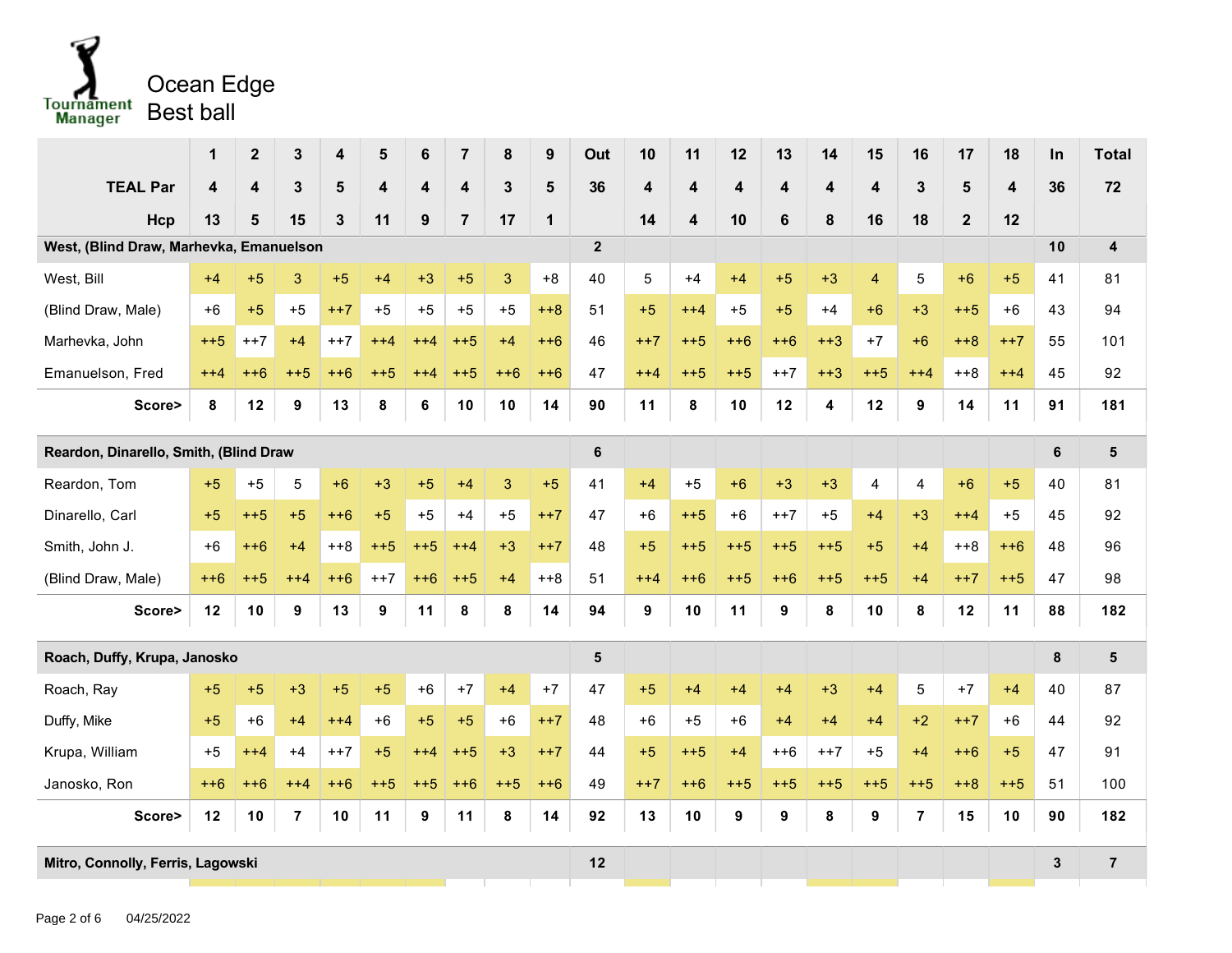# Ocean Edge
## Best ball

| | 1 | 2 | 3 | 4 | 5 | 6 | 7 | 8 | 9 | Out | 10 | 11 | 12 | 13 | 14 | 15 | 16 | 17 | 18 | In | Total |
|---|---|---|---|---|---|---|---|---|---|---|---|---|---|---|---|---|---|---|---|---|---|
| **TEAL Par** | 4 | 4 | 3 | 5 | 4 | 4 | 4 | 3 | 5 | 36 | 4 | 4 | 4 | 4 | 4 | 4 | 3 | 5 | 4 | 36 | 72 |
| **Hcp** | 13 | 5 | 15 | 3 | 11 | 9 | 7 | 17 | 1 | | 14 | 4 | 10 | 6 | 8 | 16 | 18 | 2 | 12 | | |
| **West, (Blind Draw, Marhevka, Emanuelson** | | | | | | | | | | **2** | | | | | | | | | | **10** | **4** |
| West, Bill | +4 | +5 | 3 | +5 | +4 | +3 | +5 | 3 | +8 | 40 | 5 | +4 | +4 | +5 | +3 | 4 | 5 | +6 | +5 | 41 | 81 |
| (Blind Draw, Male) | +6 | +5 | +5 | ++7 | +5 | +5 | +5 | +5 | ++8 | 51 | +5 | ++4 | +5 | +5 | +4 | +6 | +3 | ++5 | +6 | 43 | 94 |
| Marhevka, John | ++5 | ++7 | +4 | ++7 | ++4 | ++4 | ++5 | +4 | ++6 | 46 | ++7 | ++5 | ++6 | ++6 | ++3 | +7 | +6 | ++8 | ++7 | 55 | 101 |
| Emanuelson, Fred | ++4 | ++6 | ++5 | ++6 | ++5 | ++4 | ++5 | ++6 | ++6 | 47 | ++4 | ++5 | ++5 | ++7 | ++3 | ++5 | ++4 | ++8 | ++4 | 45 | 92 |
| **Score>** | **8** | **12** | **9** | **13** | **8** | **6** | **10** | **10** | **14** | **90** | **11** | **8** | **10** | **12** | **4** | **12** | **9** | **14** | **11** | **91** | **181** |
| **Reardon, Dinarello, Smith, (Blind Draw** | | | | | | | | | | **6** | | | | | | | | | | **6** | **5** |
| Reardon, Tom | +5 | +5 | 5 | +6 | +3 | +5 | +4 | 3 | +5 | 41 | +4 | +5 | +6 | +3 | +3 | 4 | 4 | +6 | +5 | 40 | 81 |
| Dinarello, Carl | +5 | ++5 | +5 | ++6 | +5 | +5 | +4 | +5 | ++7 | 47 | +6 | ++5 | +6 | ++7 | +5 | +4 | +3 | ++4 | +5 | 45 | 92 |
| Smith, John J. | +6 | ++6 | +4 | ++8 | ++5 | ++5 | ++4 | +3 | ++7 | 48 | +5 | ++5 | ++5 | ++5 | ++5 | +5 | +4 | ++8 | ++6 | 48 | 96 |
| (Blind Draw, Male) | ++6 | ++5 | ++4 | ++6 | ++7 | ++6 | ++5 | +4 | ++8 | 51 | ++4 | ++6 | ++5 | ++6 | ++5 | ++5 | +4 | ++7 | ++5 | 47 | 98 |
| **Score>** | **12** | **10** | **9** | **13** | **9** | **11** | **8** | **8** | **14** | **94** | **9** | **10** | **11** | **9** | **8** | **10** | **8** | **12** | **11** | **88** | **182** |
| **Roach, Duffy, Krupa, Janosko** | | | | | | | | | | **5** | | | | | | | | | | **8** | **5** |
| Roach, Ray | +5 | +5 | +3 | +5 | +5 | +6 | +7 | +4 | +7 | 47 | +5 | +4 | +4 | +4 | +3 | +4 | 5 | +7 | +4 | 40 | 87 |
| Duffy, Mike | +5 | +6 | +4 | ++4 | +6 | +5 | +5 | +6 | ++7 | 48 | +6 | +5 | +6 | +4 | +4 | +4 | +2 | ++7 | +6 | 44 | 92 |
| Krupa, William | +5 | ++4 | +4 | ++7 | +5 | ++4 | ++5 | +3 | ++7 | 44 | +5 | ++5 | +4 | ++6 | ++7 | +5 | +4 | ++6 | +5 | 47 | 91 |
| Janosko, Ron | ++6 | ++6 | ++4 | ++6 | ++5 | ++5 | ++6 | ++5 | ++6 | 49 | ++7 | ++6 | ++5 | ++5 | ++5 | ++5 | ++5 | ++8 | ++5 | 51 | 100 |
| **Score>** | **12** | **10** | **7** | **10** | **11** | **9** | **11** | **8** | **14** | **92** | **13** | **10** | **9** | **9** | **8** | **9** | **7** | **15** | **10** | **90** | **182** |
| **Mitro, Connolly, Ferris, Lagowski** | | | | | | | | | | **12** | | | | | | | | | | **3** | **7** |

04/25/2022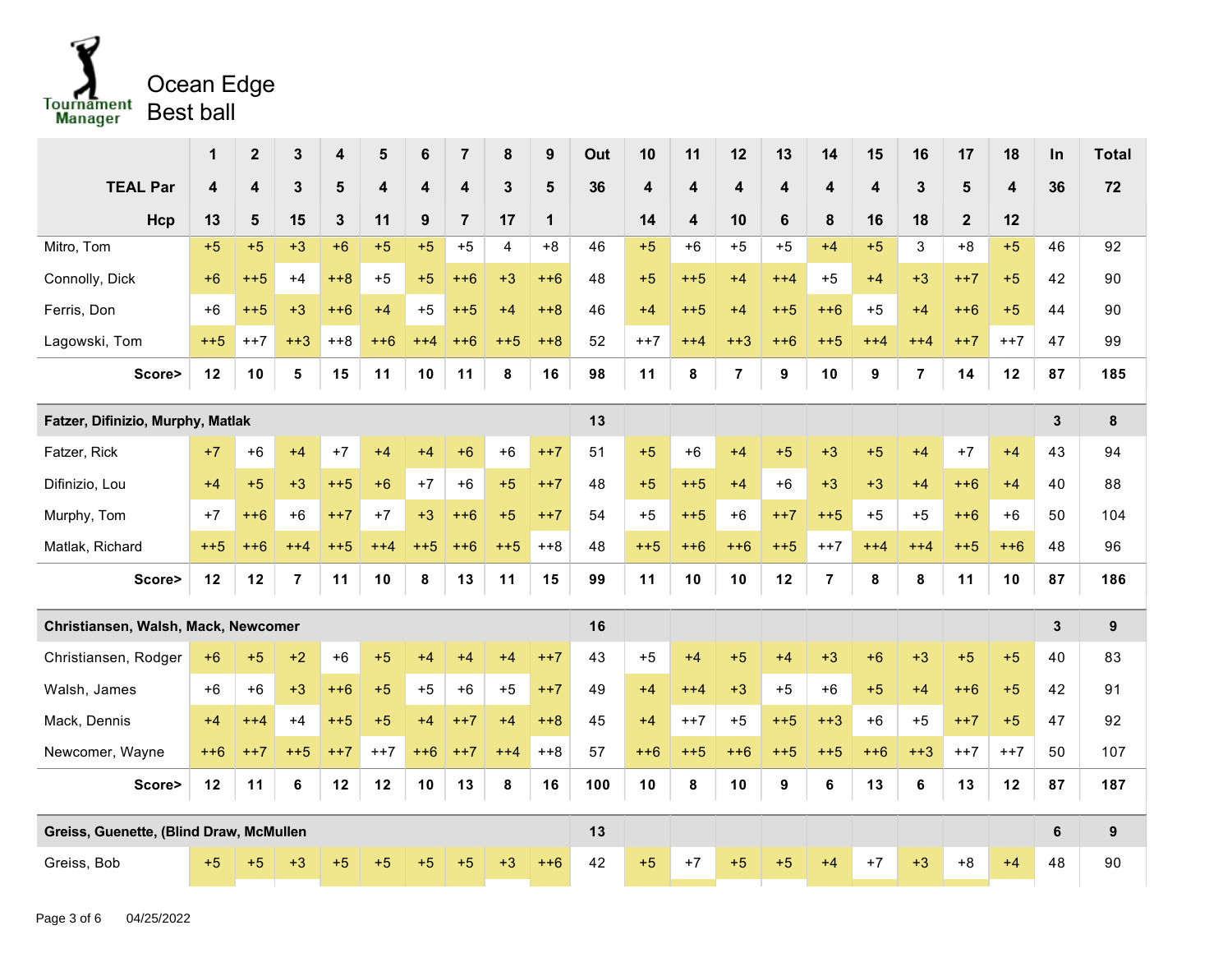# Ocean Edge
## Best ball

| | 1 | 2 | 3 | 4 | 5 | 6 | 7 | 8 | 9 | Out | 10 | 11 | 12 | 13 | 14 | 15 | 16 | 17 | 18 | In | Total |
|---|---|---|---|---|---|---|---|---|---|---|---|---|---|---|---|---|---|---|---|---|---|
| **TEAL Par** | 4 | 4 | 3 | 5 | 4 | 4 | 4 | 3 | 5 | 36 | 4 | 4 | 4 | 4 | 4 | 4 | 3 | 5 | 4 | 36 | 72 |
| **Hcp** | 13 | 5 | 15 | 3 | 11 | 9 | 7 | 17 | 1 | | 14 | 4 | 10 | 6 | 8 | 16 | 18 | 2 | 12 | | |
| Mitro, Tom | +5 | +5 | +3 | +6 | +5 | +5 | +5 | 4 | +8 | 46 | +5 | +6 | +5 | +5 | +4 | +5 | 3 | +8 | +5 | 46 | 92 |
| Connolly, Dick | +6 | ++5 | +4 | ++8 | +5 | +5 | ++6 | +3 | ++6 | 48 | +5 | ++5 | +4 | ++4 | +5 | +4 | +3 | ++7 | +5 | 42 | 90 |
| Ferris, Don | +6 | ++5 | +3 | ++6 | +4 | +5 | ++5 | +4 | ++8 | 46 | +4 | ++5 | +4 | ++5 | ++6 | +5 | +4 | ++6 | +5 | 44 | 90 |
| Lagowski, Tom | ++5 | ++7 | ++3 | ++8 | ++6 | ++4 | ++6 | ++5 | ++8 | 52 | ++7 | ++4 | ++3 | ++6 | ++5 | ++4 | ++4 | ++7 | ++7 | 47 | 99 |
| **Score>** | **12** | **10** | **5** | **15** | **11** | **10** | **11** | **8** | **16** | **98** | **11** | **8** | **7** | **9** | **10** | **9** | **7** | **14** | **12** | **87** | **185** |
| **Fatzer, Difinizio, Murphy, Matlak** | | | | | | | | | | **13** | | | | | | | | | | **3** | **8** |
| Fatzer, Rick | +7 | +6 | +4 | +7 | +4 | +4 | +6 | +6 | ++7 | 51 | +5 | +6 | +4 | +5 | +3 | +5 | +4 | +7 | +4 | 43 | 94 |
| Difinizio, Lou | +4 | +5 | +3 | ++5 | +6 | +7 | +6 | +5 | ++7 | 48 | +5 | ++5 | +4 | +6 | +3 | +3 | +4 | ++6 | +4 | 40 | 88 |
| Murphy, Tom | +7 | ++6 | +6 | ++7 | +7 | +3 | ++6 | +5 | ++7 | 54 | +5 | ++5 | +6 | ++7 | ++5 | +5 | +5 | ++6 | +6 | 50 | 104 |
| Matlak, Richard | ++5 | ++6 | ++4 | ++5 | ++4 | ++5 | ++6 | ++5 | ++8 | 48 | ++5 | ++6 | ++6 | ++5 | ++7 | ++4 | ++4 | ++5 | ++6 | 48 | 96 |
| **Score>** | **12** | **12** | **7** | **11** | **10** | **8** | **13** | **11** | **15** | **99** | **11** | **10** | **10** | **12** | **7** | **8** | **8** | **11** | **10** | **87** | **186** |
| **Christiansen, Walsh, Mack, Newcomer** | | | | | | | | | | **16** | | | | | | | | | | **3** | **9** |
| Christiansen, Rodger | +6 | +5 | +2 | +6 | +5 | +4 | +4 | +4 | ++7 | 43 | +5 | +4 | +5 | +4 | +3 | +6 | +3 | +5 | +5 | 40 | 83 |
| Walsh, James | +6 | +6 | +3 | ++6 | +5 | +5 | +6 | +5 | ++7 | 49 | +4 | ++4 | +3 | +5 | +6 | +5 | +4 | ++6 | +5 | 42 | 91 |
| Mack, Dennis | +4 | ++4 | +4 | ++5 | +5 | +4 | ++7 | +4 | ++8 | 45 | +4 | ++7 | +5 | ++5 | ++3 | +6 | +5 | ++7 | +5 | 47 | 92 |
| Newcomer, Wayne | ++6 | ++7 | ++5 | ++7 | ++7 | ++6 | ++7 | ++4 | ++8 | 57 | ++6 | ++5 | ++6 | ++5 | ++5 | ++6 | ++3 | ++7 | ++7 | 50 | 107 |
| **Score>** | **12** | **11** | **6** | **12** | **12** | **10** | **13** | **8** | **16** | **100** | **10** | **8** | **10** | **9** | **6** | **13** | **6** | **13** | **12** | **87** | **187** |
| **Greiss, Guenette, (Blind Draw, McMullen** | | | | | | | | | | **13** | | | | | | | | | | **6** | **9** |
| Greiss, Bob | +5 | +5 | +3 | +5 | +5 | +5 | +5 | +3 | ++6 | 42 | +5 | +7 | +5 | +5 | +4 | +7 | +3 | +8 | +4 | 48 | 90 |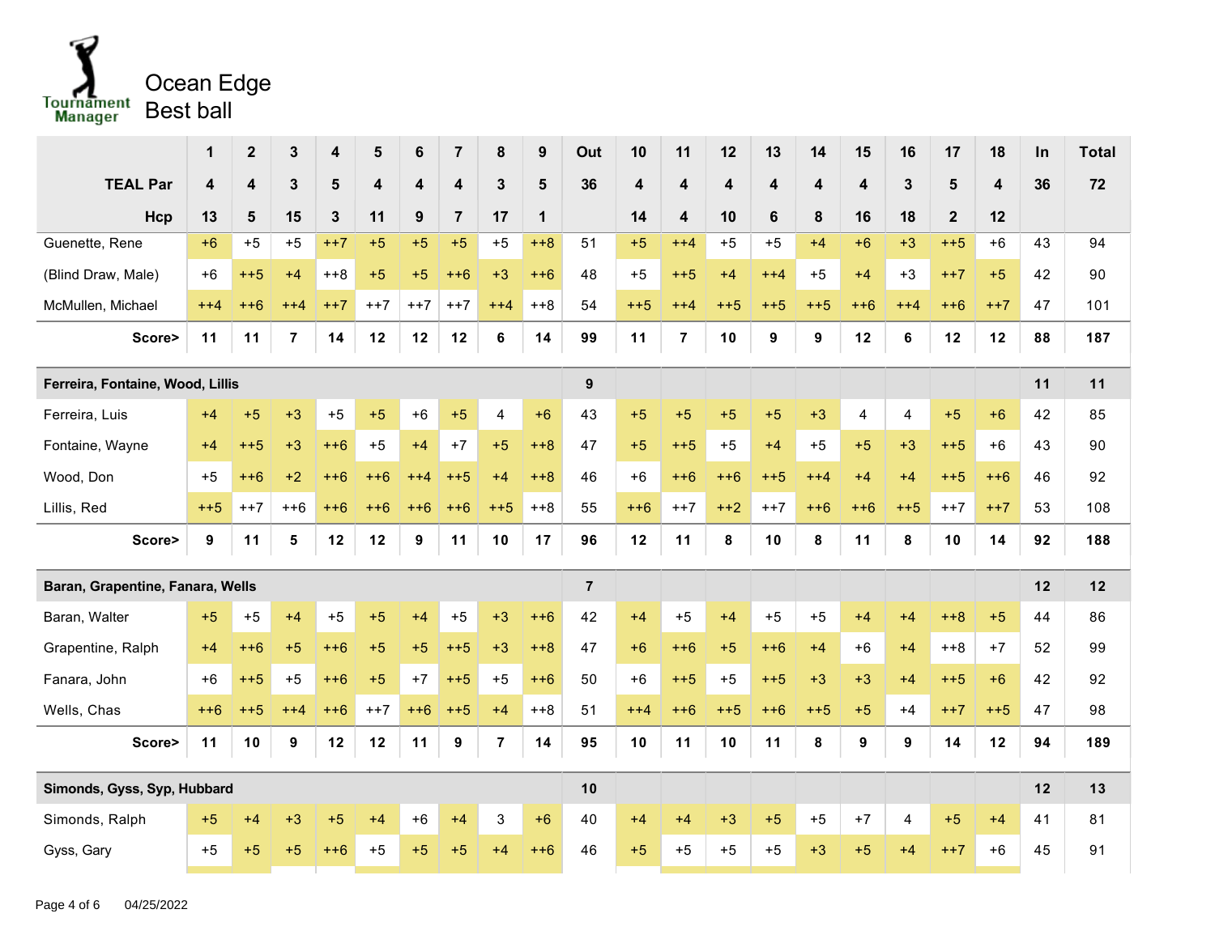# Ocean Edge

## Best ball

| | 1 | 2 | 3 | 4 | 5 | 6 | 7 | 8 | 9 | Out | 10 | 11 | 12 | 13 | 14 | 15 | 16 | 17 | 18 | In | Total |
|---|---|---|---|---|---|---|---|---|---|---|---|---|---|---|---|---|---|---|---|---|---|
| **TEAL Par** | 4 | 4 | 3 | 5 | 4 | 4 | 4 | 3 | 5 | 36 | 4 | 4 | 4 | 4 | 4 | 4 | 3 | 5 | 4 | 36 | 72 |
| **Hcp** | 13 | 5 | 15 | 3 | 11 | 9 | 7 | 17 | 1 | | 14 | 4 | 10 | 6 | 8 | 16 | 18 | 2 | 12 | | |
| Guenette, Rene | +6 | +5 | +5 | ++7 | +5 | +5 | +5 | +5 | ++8 | 51 | +5 | ++4 | +5 | +5 | +4 | +6 | +3 | ++5 | +6 | 43 | 94 |
| (Blind Draw, Male) | +6 | ++5 | +4 | ++8 | +5 | +5 | ++6 | +3 | ++6 | 48 | +5 | ++5 | +4 | ++4 | +5 | +4 | +3 | ++7 | +5 | 42 | 90 |
| McMullen, Michael | ++4 | ++6 | ++4 | ++7 | ++7 | ++7 | ++7 | ++4 | ++8 | 54 | ++5 | ++4 | ++5 | ++5 | ++5 | ++6 | ++4 | ++6 | ++7 | 47 | 101 |
| **Score>** | **11** | **11** | **7** | **14** | **12** | **12** | **12** | **6** | **14** | **99** | **11** | **7** | **10** | **9** | **9** | **12** | **6** | **12** | **12** | **88** | **187** |
| **Ferreira, Fontaine, Wood, Lillis** | | | | | | | | | | **9** | | | | | | | | | | **11** | **11** |
| Ferreira, Luis | +4 | +5 | +3 | +5 | +5 | +6 | +5 | 4 | +6 | 43 | +5 | +5 | +5 | +5 | +3 | 4 | 4 | +5 | +6 | 42 | 85 |
| Fontaine, Wayne | +4 | ++5 | +3 | ++6 | +5 | +4 | +7 | +5 | ++8 | 47 | +5 | ++5 | +5 | +4 | +5 | +5 | +3 | ++5 | +6 | 43 | 90 |
| Wood, Don | +5 | ++6 | +2 | ++6 | ++6 | ++4 | ++5 | +4 | ++8 | 46 | +6 | ++6 | ++6 | ++5 | ++4 | +4 | +4 | ++5 | ++6 | 46 | 92 |
| Lillis, Red | ++5 | ++7 | ++6 | ++6 | ++6 | ++6 | ++6 | ++5 | ++8 | 55 | ++6 | ++7 | ++2 | ++7 | ++6 | ++6 | ++5 | ++7 | ++7 | 53 | 108 |
| **Score>** | **9** | **11** | **5** | **12** | **12** | **9** | **11** | **10** | **17** | **96** | **12** | **11** | **8** | **10** | **8** | **11** | **8** | **10** | **14** | **92** | **188** |
| **Baran, Grapentine, Fanara, Wells** | | | | | | | | | | **7** | | | | | | | | | | **12** | **12** |
| Baran, Walter | +5 | +5 | +4 | +5 | +5 | +4 | +5 | +3 | ++6 | 42 | +4 | +5 | +4 | +5 | +5 | +4 | +4 | ++8 | +5 | 44 | 86 |
| Grapentine, Ralph | +4 | ++6 | +5 | ++6 | +5 | +5 | ++5 | +3 | ++8 | 47 | +6 | ++6 | +5 | ++6 | +4 | +6 | +4 | ++8 | +7 | 52 | 99 |
| Fanara, John | +6 | ++5 | +5 | ++6 | +5 | +7 | ++5 | +5 | ++6 | 50 | +6 | ++5 | +5 | ++5 | +3 | +3 | +4 | ++5 | +6 | 42 | 92 |
| Wells, Chas | ++6 | ++5 | ++4 | ++6 | ++7 | ++6 | ++5 | +4 | ++8 | 51 | ++4 | ++6 | ++5 | ++6 | ++5 | +5 | +4 | ++7 | ++5 | 47 | 98 |
| **Score>** | **11** | **10** | **9** | **12** | **12** | **11** | **9** | **7** | **14** | **95** | **10** | **11** | **10** | **11** | **8** | **9** | **9** | **14** | **12** | **94** | **189** |
| **Simonds, Gyss, Syp, Hubbard** | | | | | | | | | | **10** | | | | | | | | | | **12** | **13** |
| Simonds, Ralph | +5 | +4 | +3 | +5 | +4 | +6 | +4 | 3 | +6 | 40 | +4 | +4 | +3 | +5 | +5 | +7 | 4 | +5 | +4 | 41 | 81 |
| Gyss, Gary | +5 | +5 | +5 | ++6 | +5 | +5 | +5 | +4 | ++6 | 46 | +5 | +5 | +5 | +5 | +3 | +5 | +4 | ++7 | +6 | 45 | 91 |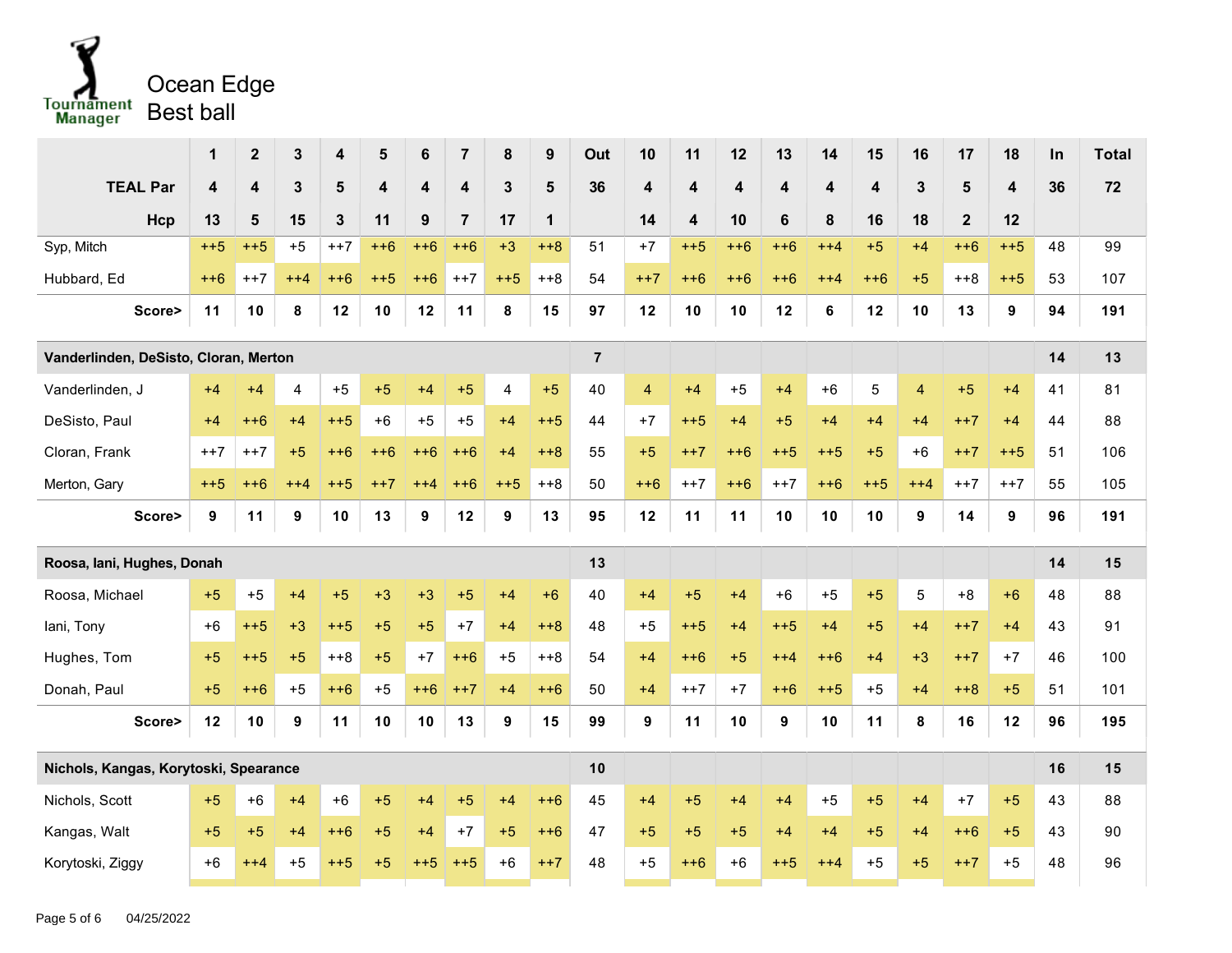Ocean Edge
Best ball

| | 1 | 2 | 3 | 4 | 5 | 6 | 7 | 8 | 9 | Out | 10 | 11 | 12 | 13 | 14 | 15 | 16 | 17 | 18 | In | Total |
|---|---|---|---|---|---|---|---|---|---|---|---|---|---|---|---|---|---|---|---|---|---|
| **TEAL Par** | 4 | 4 | 3 | 5 | 4 | 4 | 4 | 3 | 5 | 36 | 4 | 4 | 4 | 4 | 4 | 4 | 3 | 5 | 4 | 36 | 72 |
| **Hcp** | 13 | 5 | 15 | 3 | 11 | 9 | 7 | 17 | 1 | | 14 | 4 | 10 | 6 | 8 | 16 | 18 | 2 | 12 | | |
| Syp, Mitch | ++5 | ++5 | +5 | ++7 | ++6 | ++6 | ++6 | +3 | ++8 | 51 | +7 | ++5 | ++6 | ++6 | ++4 | +5 | +4 | ++6 | ++5 | 48 | 99 |
| Hubbard, Ed | ++6 | ++7 | ++4 | ++6 | ++5 | ++6 | ++7 | ++5 | ++8 | 54 | ++7 | ++6 | ++6 | ++6 | ++4 | ++6 | +5 | ++8 | ++5 | 53 | 107 |
| **Score>** | **11** | **10** | **8** | **12** | **10** | **12** | **11** | **8** | **15** | **97** | **12** | **10** | **10** | **12** | **6** | **12** | **10** | **13** | **9** | **94** | **191** |
| **Vanderlinden, DeSisto, Cloran, Merton** | | | | | | | | | | **7** | | | | | | | | | | **14** | **13** |
| Vanderlinden, J | +4 | +4 | 4 | +5 | +5 | +4 | +5 | 4 | +5 | 40 | 4 | +4 | +5 | +4 | +6 | 5 | 4 | +5 | +4 | 41 | 81 |
| DeSisto, Paul | +4 | ++6 | +4 | ++5 | +6 | +5 | +5 | +4 | ++5 | 44 | +7 | ++5 | +4 | +5 | +4 | +4 | +4 | ++7 | +4 | 44 | 88 |
| Cloran, Frank | ++7 | ++7 | +5 | ++6 | ++6 | ++6 | ++6 | +4 | ++8 | 55 | +5 | ++7 | ++6 | ++5 | ++5 | +5 | +6 | ++7 | ++5 | 51 | 106 |
| Merton, Gary | ++5 | ++6 | ++4 | ++5 | ++7 | ++4 | ++6 | ++5 | ++8 | 50 | ++6 | ++7 | ++6 | ++7 | ++6 | ++5 | ++4 | ++7 | ++7 | 55 | 105 |
| **Score>** | **9** | **11** | **9** | **10** | **13** | **9** | **12** | **9** | **13** | **95** | **12** | **11** | **11** | **10** | **10** | **10** | **9** | **14** | **9** | **96** | **191** |
| **Roosa, Iani, Hughes, Donah** | | | | | | | | | | **13** | | | | | | | | | | **14** | **15** |
| Roosa, Michael | +5 | +5 | +4 | +5 | +3 | +3 | +5 | +4 | +6 | 40 | +4 | +5 | +4 | +6 | +5 | +5 | 5 | +8 | +6 | 48 | 88 |
| Iani, Tony | +6 | ++5 | +3 | ++5 | +5 | +5 | +7 | +4 | ++8 | 48 | +5 | ++5 | +4 | ++5 | +4 | +5 | +4 | ++7 | +4 | 43 | 91 |
| Hughes, Tom | +5 | ++5 | +5 | ++8 | +5 | +7 | ++6 | +5 | ++8 | 54 | +4 | ++6 | +5 | ++4 | ++6 | +4 | +3 | ++7 | +7 | 46 | 100 |
| Donah, Paul | +5 | ++6 | +5 | ++6 | +5 | ++6 | ++7 | +4 | ++6 | 50 | +4 | ++7 | +7 | ++6 | ++5 | +5 | +4 | ++8 | +5 | 51 | 101 |
| **Score>** | **12** | **10** | **9** | **11** | **10** | **10** | **13** | **9** | **15** | **99** | **9** | **11** | **10** | **9** | **10** | **11** | **8** | **16** | **12** | **96** | **195** |
| **Nichols, Kangas, Korytoski, Spearance** | | | | | | | | | | **10** | | | | | | | | | | **16** | **15** |
| Nichols, Scott | +5 | +6 | +4 | +6 | +5 | +4 | +5 | +4 | ++6 | 45 | +4 | +5 | +4 | +4 | +5 | +5 | +4 | +7 | +5 | 43 | 88 |
| Kangas, Walt | +5 | +5 | +4 | ++6 | +5 | +4 | +7 | +5 | ++6 | 47 | +5 | +5 | +5 | +4 | +4 | +5 | +4 | ++6 | +5 | 43 | 90 |
| Korytoski, Ziggy | +6 | ++4 | +5 | ++5 | +5 | ++5 | ++5 | +6 | ++7 | 48 | +5 | ++6 | +6 | ++5 | ++4 | +5 | +5 | ++7 | +5 | 48 | 96 |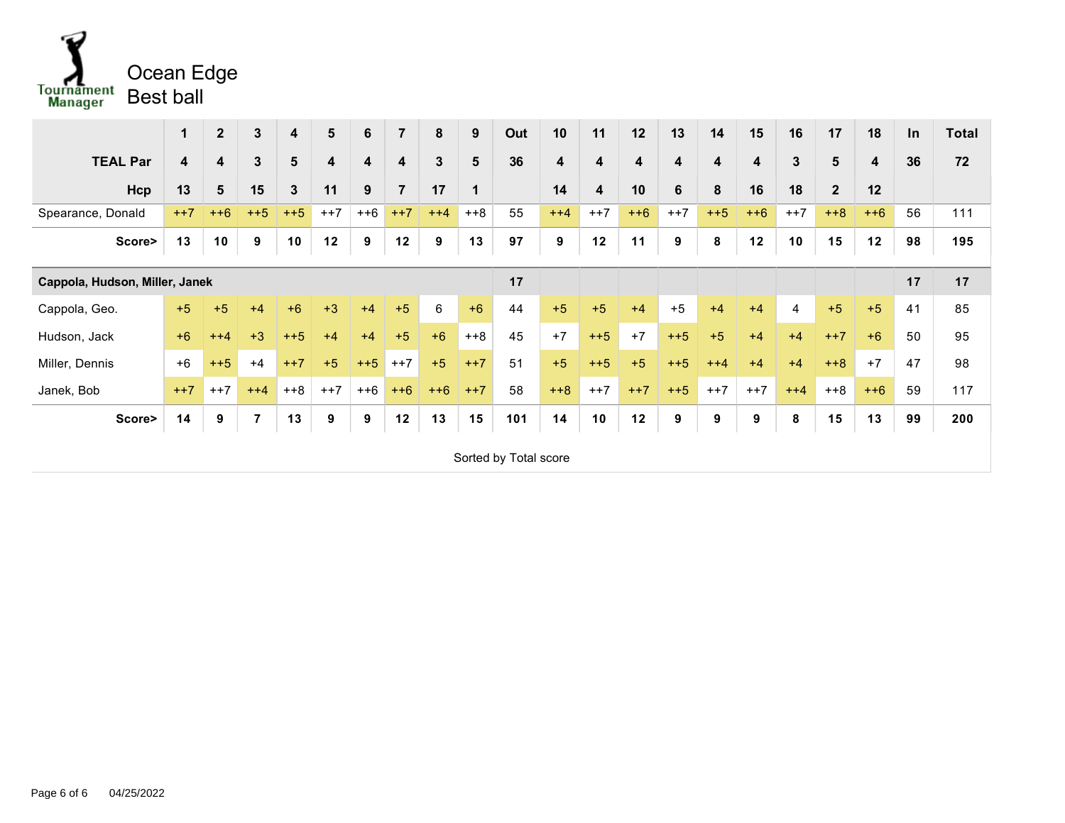Tournament Manager

# Ocean Edge
## Best ball

| | 1 | 2 | 3 | 4 | 5 | 6 | 7 | 8 | 9 | Out | 10 | 11 | 12 | 13 | 14 | 15 | 16 | 17 | 18 | In | Total |
|---|---|---|---|---|---|---|---|---|---|---|---|---|---|---|---|---|---|---|---|---|---|
| **TEAL Par** | 4 | 4 | 3 | 5 | 4 | 4 | 4 | 3 | 5 | 36 | 4 | 4 | 4 | 4 | 4 | 4 | 3 | 5 | 4 | 36 | 72 |
| **Hcp** | 13 | 5 | 15 | 3 | 11 | 9 | 7 | 17 | 1 | | 14 | 4 | 10 | 6 | 8 | 16 | 18 | 2 | 12 | | |
| Spearance, Donald | ++7 | ++6 | ++5 | ++5 | ++7 | ++6 | ++7 | ++4 | ++8 | 55 | ++4 | ++7 | ++6 | ++7 | ++5 | ++6 | ++7 | ++8 | ++6 | 56 | 111 |
| **Score>** | 13 | 10 | 9 | 10 | 12 | 9 | 12 | 9 | 13 | 97 | 9 | 12 | 11 | 9 | 8 | 12 | 10 | 15 | 12 | 98 | 195 |
| **Cappola, Hudson, Miller, Janek** | | | | | | | | | | 17 | | | | | | | | | | 17 | 17 |
| Cappola, Geo. | +5 | +5 | +4 | +6 | +3 | +4 | +5 | 6 | +6 | 44 | +5 | +5 | +4 | +5 | +4 | +4 | 4 | +5 | +5 | 41 | 85 |
| Hudson, Jack | +6 | ++4 | +3 | ++5 | +4 | +4 | +5 | +6 | ++8 | 45 | +7 | ++5 | +7 | ++5 | +5 | +4 | +4 | ++7 | +6 | 50 | 95 |
| Miller, Dennis | +6 | ++5 | +4 | ++7 | +5 | ++5 | ++7 | +5 | ++7 | 51 | +5 | ++5 | +5 | ++5 | ++4 | +4 | +4 | ++8 | +7 | 47 | 98 |
| Janek, Bob | ++7 | ++7 | ++4 | ++8 | ++7 | ++6 | ++6 | ++6 | ++7 | 58 | ++8 | ++7 | ++7 | ++5 | ++7 | ++7 | ++4 | ++8 | ++6 | 59 | 117 |
| **Score>** | 14 | 9 | 7 | 13 | 9 | 9 | 12 | 13 | 15 | 101 | 14 | 10 | 12 | 9 | 9 | 9 | 8 | 15 | 13 | 99 | 200 |

Sorted by Total score

04/25/2022